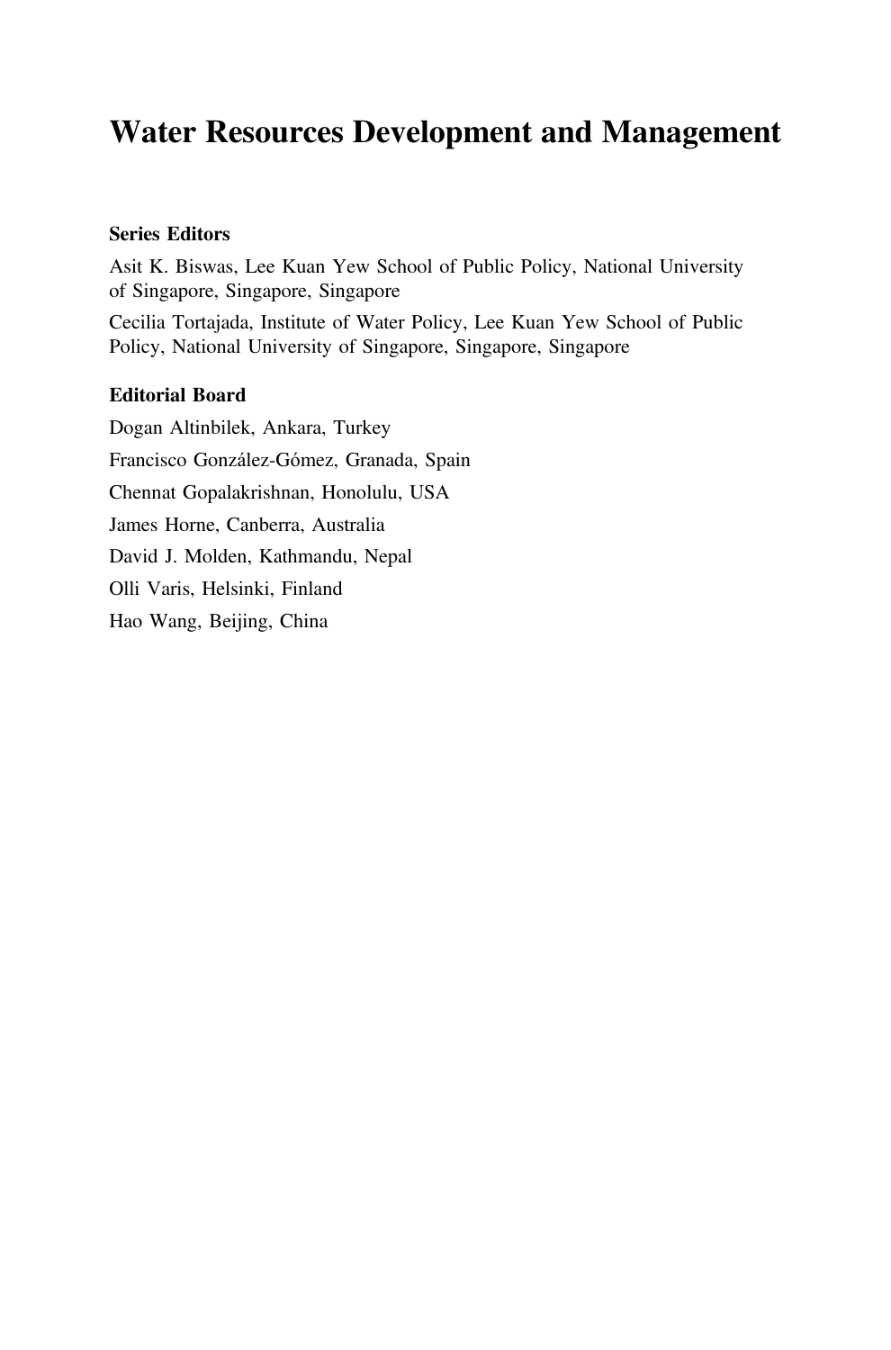# Water Resources Development and Management

**Series Editors**

Asit K. Biswas, Lee Kuan Yew School of Public Policy, National University of Singapore, Singapore, Singapore

Cecilia Tortajada, Institute of Water Policy, Lee Kuan Yew School of Public Policy, National University of Singapore, Singapore, Singapore

**Editorial Board**

Dogan Altinbilek, Ankara, Turkey

Francisco González-Gómez, Granada, Spain

Chennat Gopalakrishnan, Honolulu, USA

James Horne, Canberra, Australia

David J. Molden, Kathmandu, Nepal

Olli Varis, Helsinki, Finland

Hao Wang, Beijing, China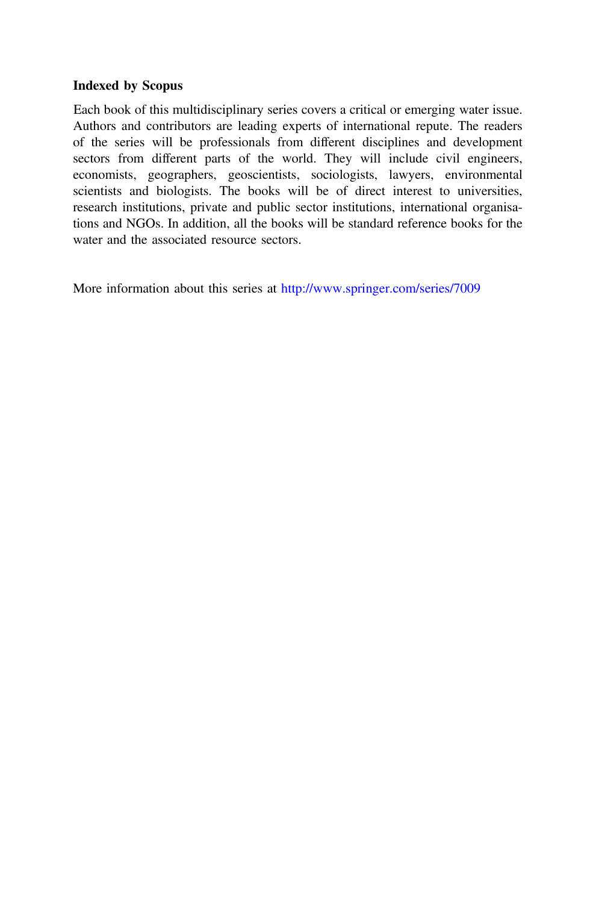**Indexed by Scopus**

Each book of this multidisciplinary series covers a critical or emerging water issue. Authors and contributors are leading experts of international repute. The readers of the series will be professionals from different disciplines and development sectors from different parts of the world. They will include civil engineers, economists, geographers, geoscientists, sociologists, lawyers, environmental scientists and biologists. The books will be of direct interest to universities, research institutions, private and public sector institutions, international organisations and NGOs. In addition, all the books will be standard reference books for the water and the associated resource sectors.

More information about this series at http://www.springer.com/series/7009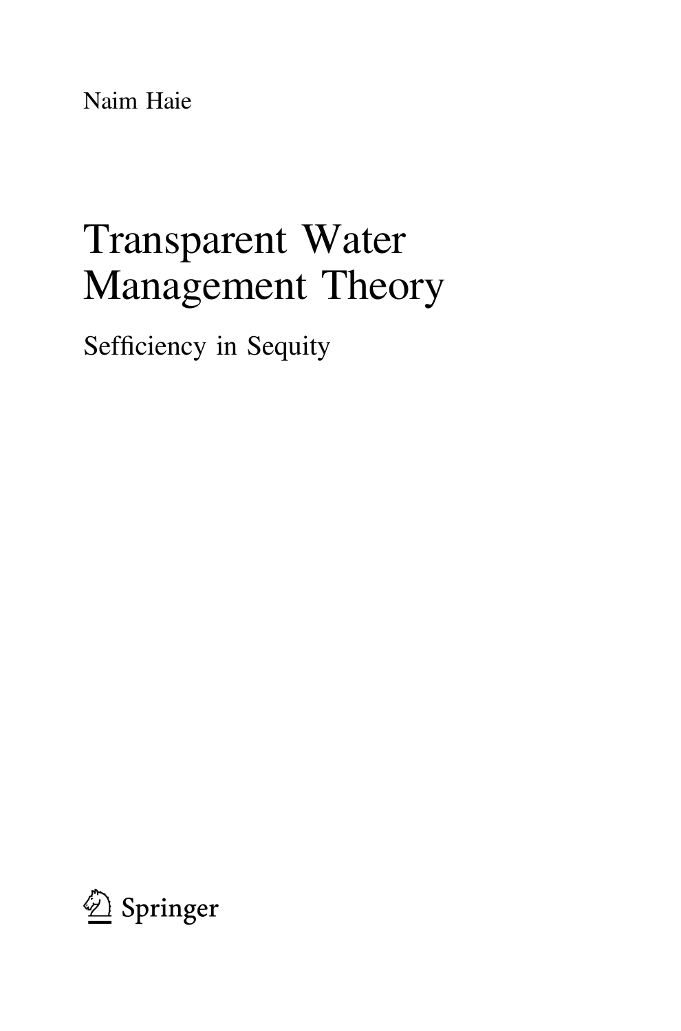Naim Haie

# Transparent Water Management Theory

## Sefficiency in Sequity

Springer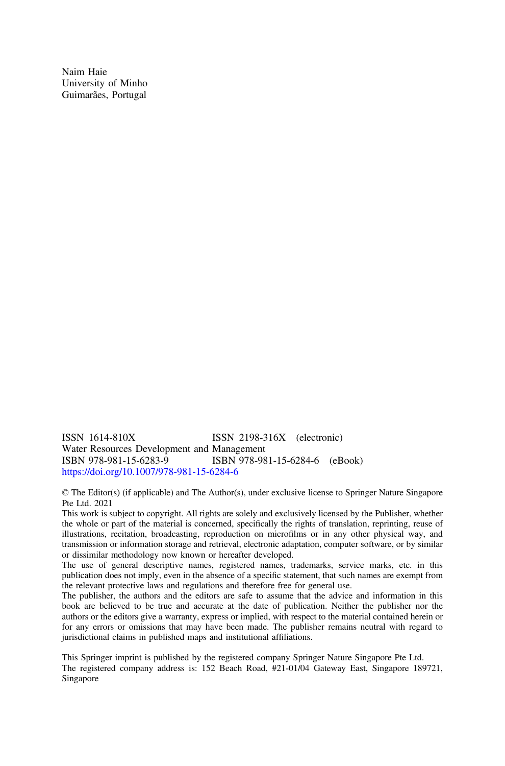Naim Haie
University of Minho
Guimarães, Portugal

ISSN 1614-810X ISSN 2198-316X (electronic)
Water Resources Development and Management
ISBN 978-981-15-6283-9 ISBN 978-981-15-6284-6 (eBook)
https://doi.org/10.1007/978-981-15-6284-6

© The Editor(s) (if applicable) and The Author(s), under exclusive license to Springer Nature Singapore Pte Ltd. 2021
This work is subject to copyright. All rights are solely and exclusively licensed by the Publisher, whether the whole or part of the material is concerned, specifically the rights of translation, reprinting, reuse of illustrations, recitation, broadcasting, reproduction on microfilms or in any other physical way, and transmission or information storage and retrieval, electronic adaptation, computer software, or by similar or dissimilar methodology now known or hereafter developed.
The use of general descriptive names, registered names, trademarks, service marks, etc. in this publication does not imply, even in the absence of a specific statement, that such names are exempt from the relevant protective laws and regulations and therefore free for general use.
The publisher, the authors and the editors are safe to assume that the advice and information in this book are believed to be true and accurate at the date of publication. Neither the publisher nor the authors or the editors give a warranty, express or implied, with respect to the material contained herein or for any errors or omissions that may have been made. The publisher remains neutral with regard to jurisdictional claims in published maps and institutional affiliations.

This Springer imprint is published by the registered company Springer Nature Singapore Pte Ltd.
The registered company address is: 152 Beach Road, #21-01/04 Gateway East, Singapore 189721, Singapore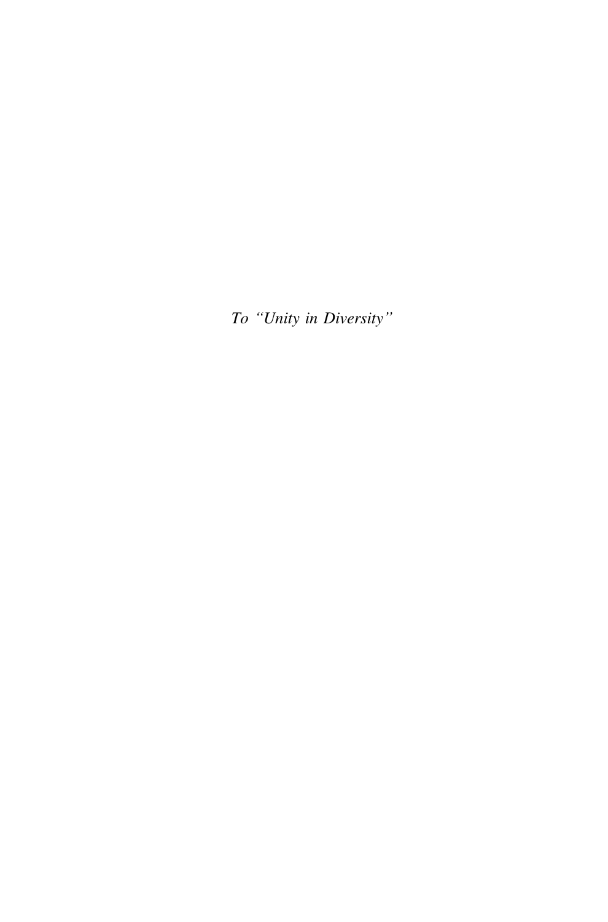*To "Unity in Diversity"*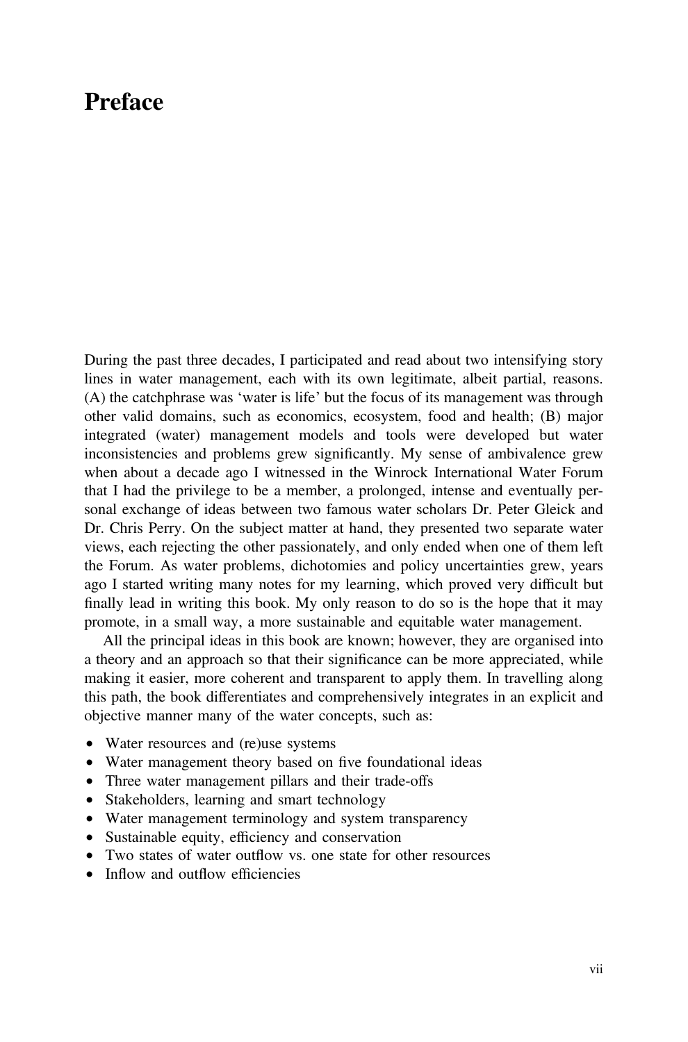# Preface

During the past three decades, I participated and read about two intensifying story lines in water management, each with its own legitimate, albeit partial, reasons. (A) the catchphrase was 'water is life' but the focus of its management was through other valid domains, such as economics, ecosystem, food and health; (B) major integrated (water) management models and tools were developed but water inconsistencies and problems grew significantly. My sense of ambivalence grew when about a decade ago I witnessed in the Winrock International Water Forum that I had the privilege to be a member, a prolonged, intense and eventually personal exchange of ideas between two famous water scholars Dr. Peter Gleick and Dr. Chris Perry. On the subject matter at hand, they presented two separate water views, each rejecting the other passionately, and only ended when one of them left the Forum. As water problems, dichotomies and policy uncertainties grew, years ago I started writing many notes for my learning, which proved very difficult but finally lead in writing this book. My only reason to do so is the hope that it may promote, in a small way, a more sustainable and equitable water management.

All the principal ideas in this book are known; however, they are organised into a theory and an approach so that their significance can be more appreciated, while making it easier, more coherent and transparent to apply them. In travelling along this path, the book differentiates and comprehensively integrates in an explicit and objective manner many of the water concepts, such as:

- Water resources and (re)use systems
- Water management theory based on five foundational ideas
- Three water management pillars and their trade-offs
- Stakeholders, learning and smart technology
- Water management terminology and system transparency
- Sustainable equity, efficiency and conservation
- Two states of water outflow vs. one state for other resources
- Inflow and outflow efficiencies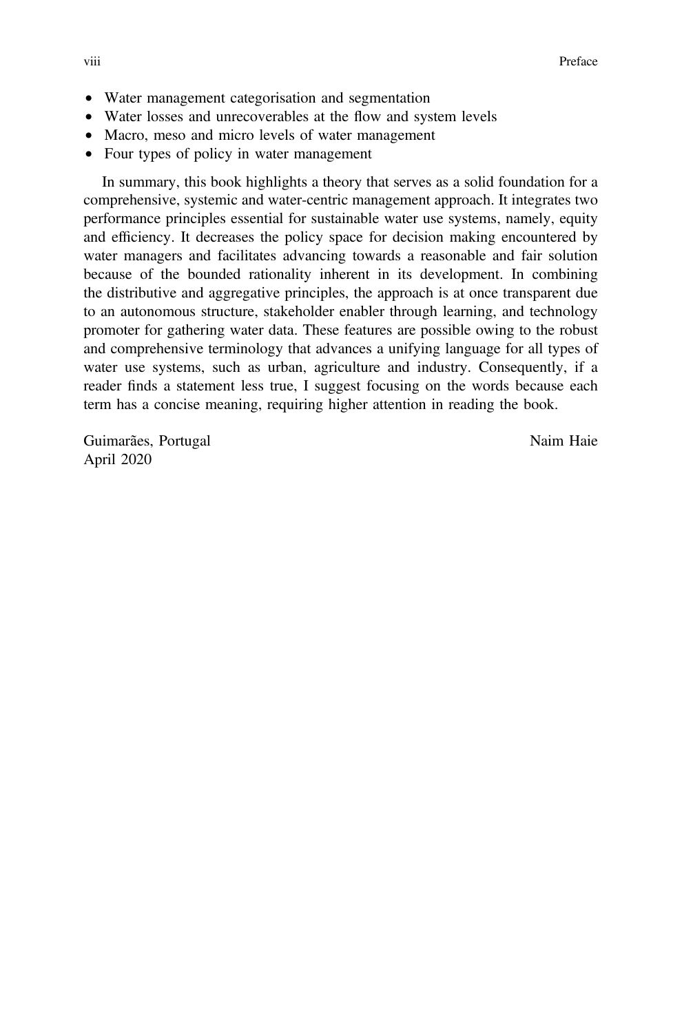- Water management categorisation and segmentation
- Water losses and unrecoverables at the flow and system levels
- Macro, meso and micro levels of water management
- Four types of policy in water management

In summary, this book highlights a theory that serves as a solid foundation for a comprehensive, systemic and water-centric management approach. It integrates two performance principles essential for sustainable water use systems, namely, equity and efficiency. It decreases the policy space for decision making encountered by water managers and facilitates advancing towards a reasonable and fair solution because of the bounded rationality inherent in its development. In combining the distributive and aggregative principles, the approach is at once transparent due to an autonomous structure, stakeholder enabler through learning, and technology promoter for gathering water data. These features are possible owing to the robust and comprehensive terminology that advances a unifying language for all types of water use systems, such as urban, agriculture and industry. Consequently, if a reader finds a statement less true, I suggest focusing on the words because each term has a concise meaning, requiring higher attention in reading the book.

Guimarães, Portugal
April 2020

Naim Haie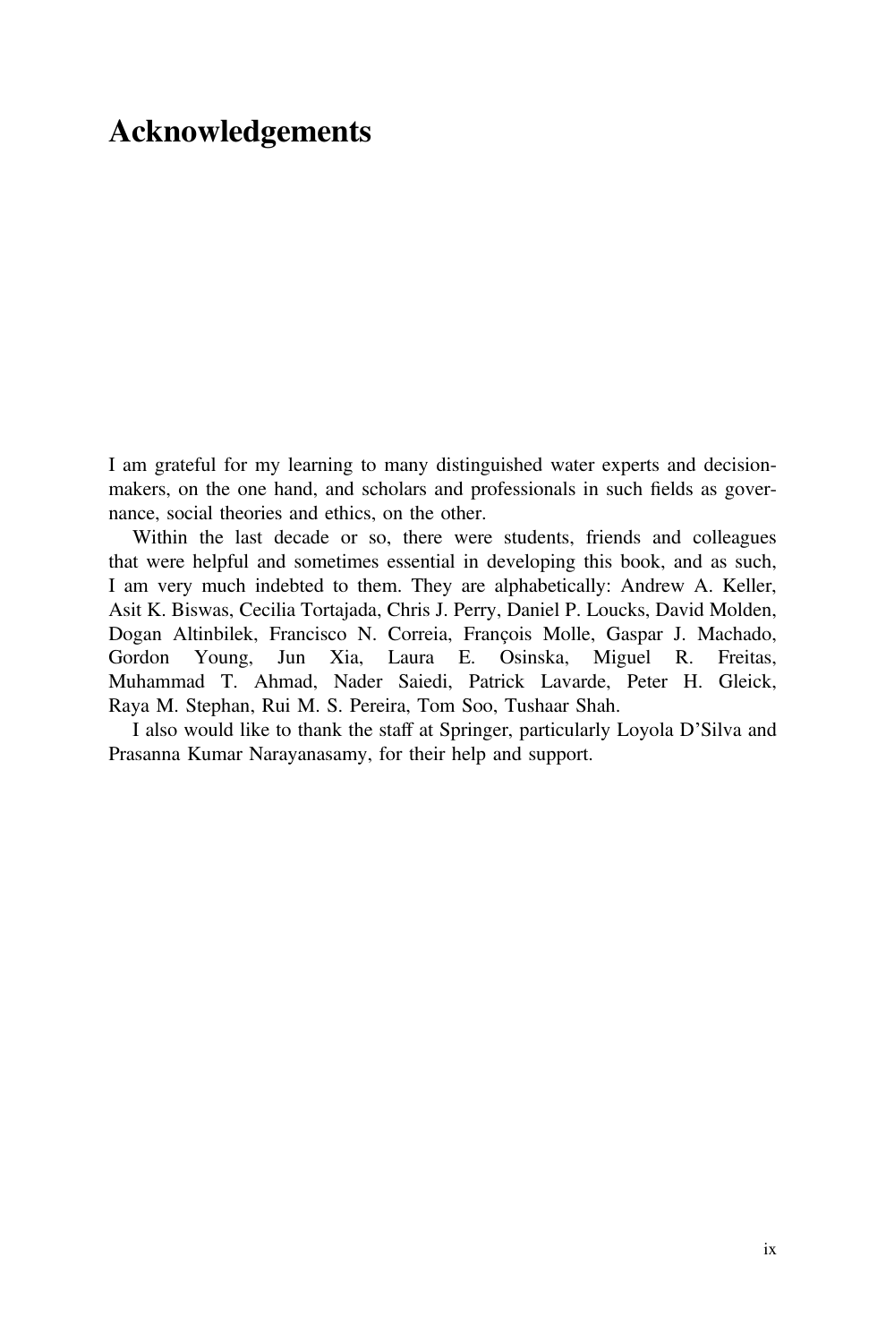# Acknowledgements

I am grateful for my learning to many distinguished water experts and decision-makers, on the one hand, and scholars and professionals in such fields as governance, social theories and ethics, on the other.

Within the last decade or so, there were students, friends and colleagues that were helpful and sometimes essential in developing this book, and as such, I am very much indebted to them. They are alphabetically: Andrew A. Keller, Asit K. Biswas, Cecilia Tortajada, Chris J. Perry, Daniel P. Loucks, David Molden, Dogan Altinbilek, Francisco N. Correia, François Molle, Gaspar J. Machado, Gordon Young, Jun Xia, Laura E. Osinska, Miguel R. Freitas, Muhammad T. Ahmad, Nader Saiedi, Patrick Lavarde, Peter H. Gleick, Raya M. Stephan, Rui M. S. Pereira, Tom Soo, Tushaar Shah.

I also would like to thank the staff at Springer, particularly Loyola D'Silva and Prasanna Kumar Narayanasamy, for their help and support.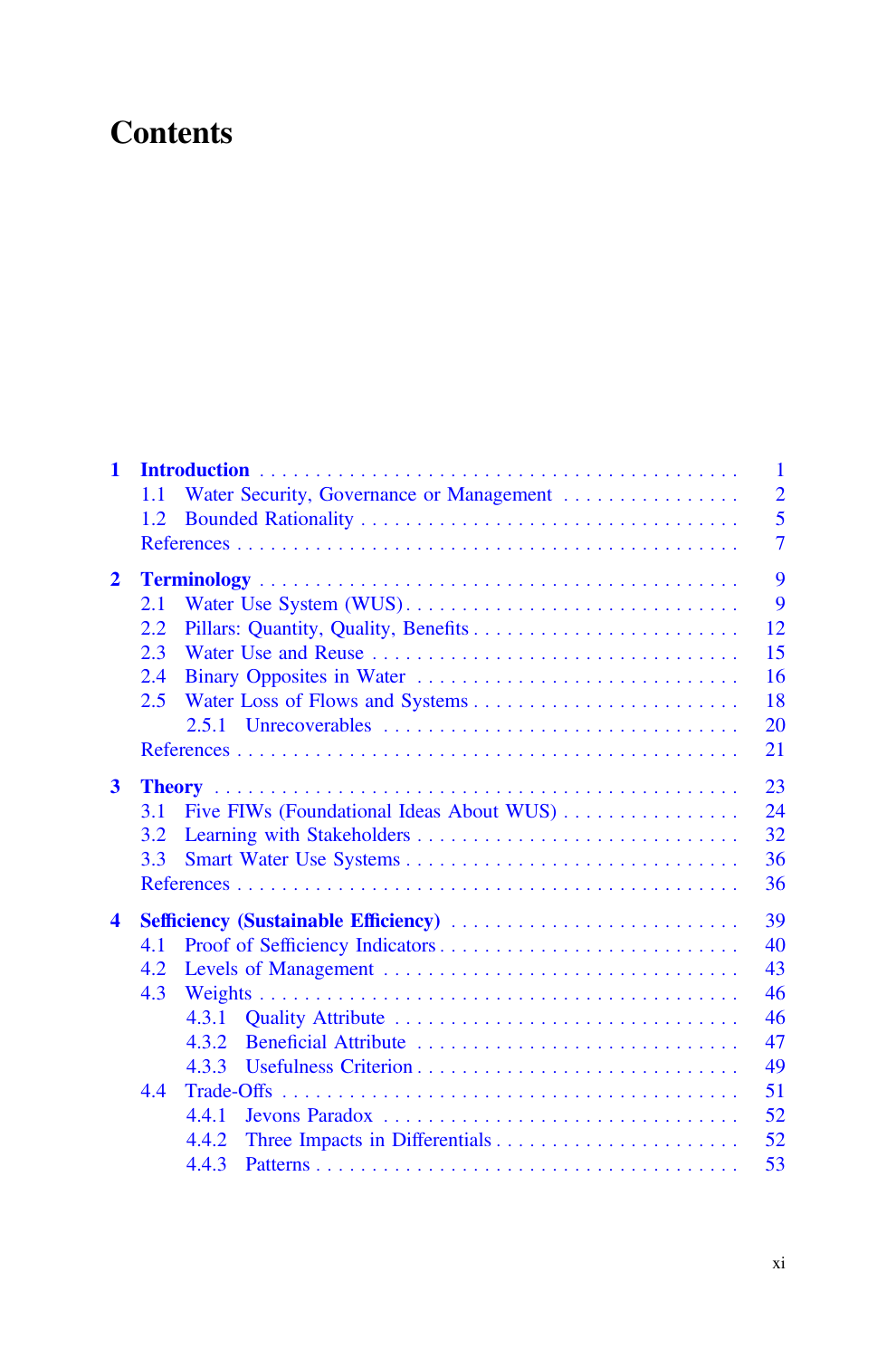# Contents

**1 Introduction** . . . 1
- 1.1 Water Security, Governance or Management . . . 2
- 1.2 Bounded Rationality . . . 5
- References . . . 7

**2 Terminology** . . . 9
- 2.1 Water Use System (WUS) . . . 9
- 2.2 Pillars: Quantity, Quality, Benefits . . . 12
- 2.3 Water Use and Reuse . . . 15
- 2.4 Binary Opposites in Water . . . 16
- 2.5 Water Loss of Flows and Systems . . . 18
  - 2.5.1 Unrecoverables . . . 20
- References . . . 21

**3 Theory** . . . 23
- 3.1 Five FIWs (Foundational Ideas About WUS) . . . 24
- 3.2 Learning with Stakeholders . . . 32
- 3.3 Smart Water Use Systems . . . 36
- References . . . 36

**4 Sefficiency (Sustainable Efficiency)** . . . 39
- 4.1 Proof of Sefficiency Indicators . . . 40
- 4.2 Levels of Management . . . 43
- 4.3 Weights . . . 46
  - 4.3.1 Quality Attribute . . . 46
  - 4.3.2 Beneficial Attribute . . . 47
  - 4.3.3 Usefulness Criterion . . . 49
- 4.4 Trade-Offs . . . 51
  - 4.4.1 Jevons Paradox . . . 52
  - 4.4.2 Three Impacts in Differentials . . . 52
  - 4.4.3 Patterns . . . 53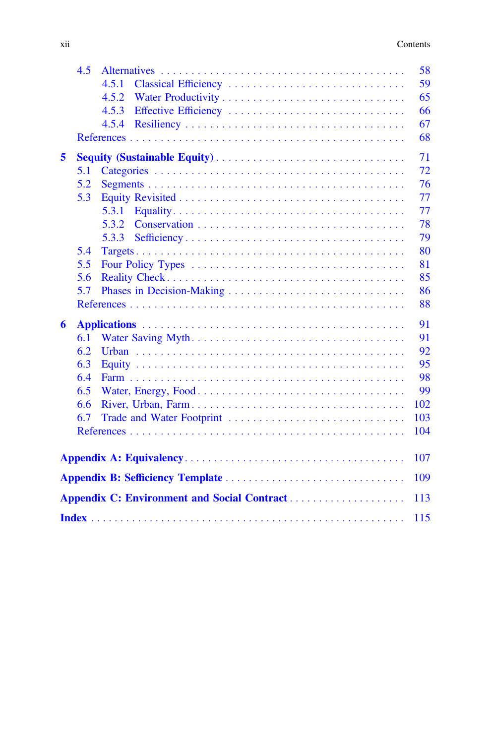4.5 Alternatives . . . 58
  4.5.1 Classical Efficiency . . . 59
  4.5.2 Water Productivity . . . 65
  4.5.3 Effective Efficiency . . . 66
  4.5.4 Resiliency . . . 67
References . . . 68

**5 Sequity (Sustainable Equity)** . . . 71
5.1 Categories . . . 72
5.2 Segments . . . 76
5.3 Equity Revisited . . . 77
  5.3.1 Equality . . . 77
  5.3.2 Conservation . . . 78
  5.3.3 Sefficiency . . . 79
5.4 Targets . . . 80
5.5 Four Policy Types . . . 81
5.6 Reality Check . . . 85
5.7 Phases in Decision-Making . . . 86
References . . . 88

**6 Applications** . . . 91
6.1 Water Saving Myth . . . 91
6.2 Urban . . . 92
6.3 Equity . . . 95
6.4 Farm . . . 98
6.5 Water, Energy, Food . . . 99
6.6 River, Urban, Farm . . . 102
6.7 Trade and Water Footprint . . . 103
References . . . 104

**Appendix A: Equivalency** . . . 107

**Appendix B: Sefficiency Template** . . . 109

**Appendix C: Environment and Social Contract** . . . 113

**Index** . . . 115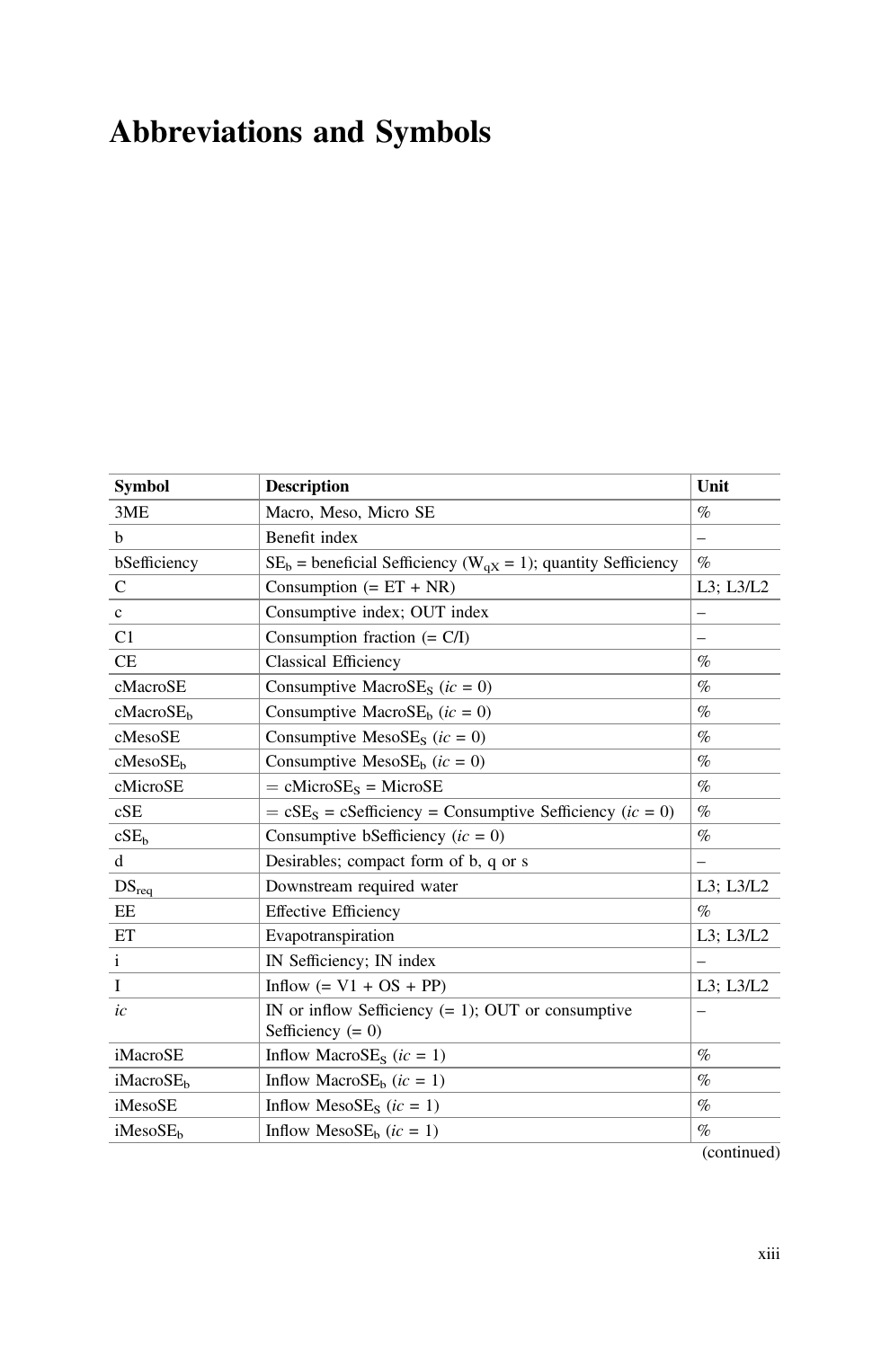# Abbreviations and Symbols

| Symbol | Description | Unit |
|---|---|---|
| 3ME | Macro, Meso, Micro SE | % |
| b | Benefit index | – |
| bSefficiency | $SE_b$ = beneficial Sefficiency ($W_{qX}$ = 1); quantity Sefficiency | % |
| C | Consumption (= ET + NR) | L3; L3/L2 |
| c | Consumptive index; OUT index | – |
| C1 | Consumption fraction (= C/I) | – |
| CE | Classical Efficiency | % |
| cMacroSE | Consumptive $MacroSE_S$ (*ic* = 0) | % |
| $cMacroSE_b$ | Consumptive $MacroSE_b$ (*ic* = 0) | % |
| cMesoSE | Consumptive $MesoSE_S$ (*ic* = 0) | % |
| $cMesoSE_b$ | Consumptive $MesoSE_b$ (*ic* = 0) | % |
| cMicroSE | = $cMicroSE_S$ = MicroSE | % |
| cSE | = $cSE_S$ = cSefficiency = Consumptive Sefficiency (*ic* = 0) | % |
| $cSE_b$ | Consumptive bSefficiency (*ic* = 0) | % |
| d | Desirables; compact form of b, q or s | – |
| $DS_{req}$ | Downstream required water | L3; L3/L2 |
| EE | Effective Efficiency | % |
| ET | Evapotranspiration | L3; L3/L2 |
| i | IN Sefficiency; IN index | – |
| I | Inflow (= V1 + OS + PP) | L3; L3/L2 |
| *ic* | IN or inflow Sefficiency (= 1); OUT or consumptive Sefficiency (= 0) | – |
| iMacroSE | Inflow $MacroSE_S$ (*ic* = 1) | % |
| $iMacroSE_b$ | Inflow $MacroSE_b$ (*ic* = 1) | % |
| iMesoSE | Inflow $MesoSE_S$ (*ic* = 1) | % |
| $iMesoSE_b$ | Inflow $MesoSE_b$ (*ic* = 1) | % |

(continued)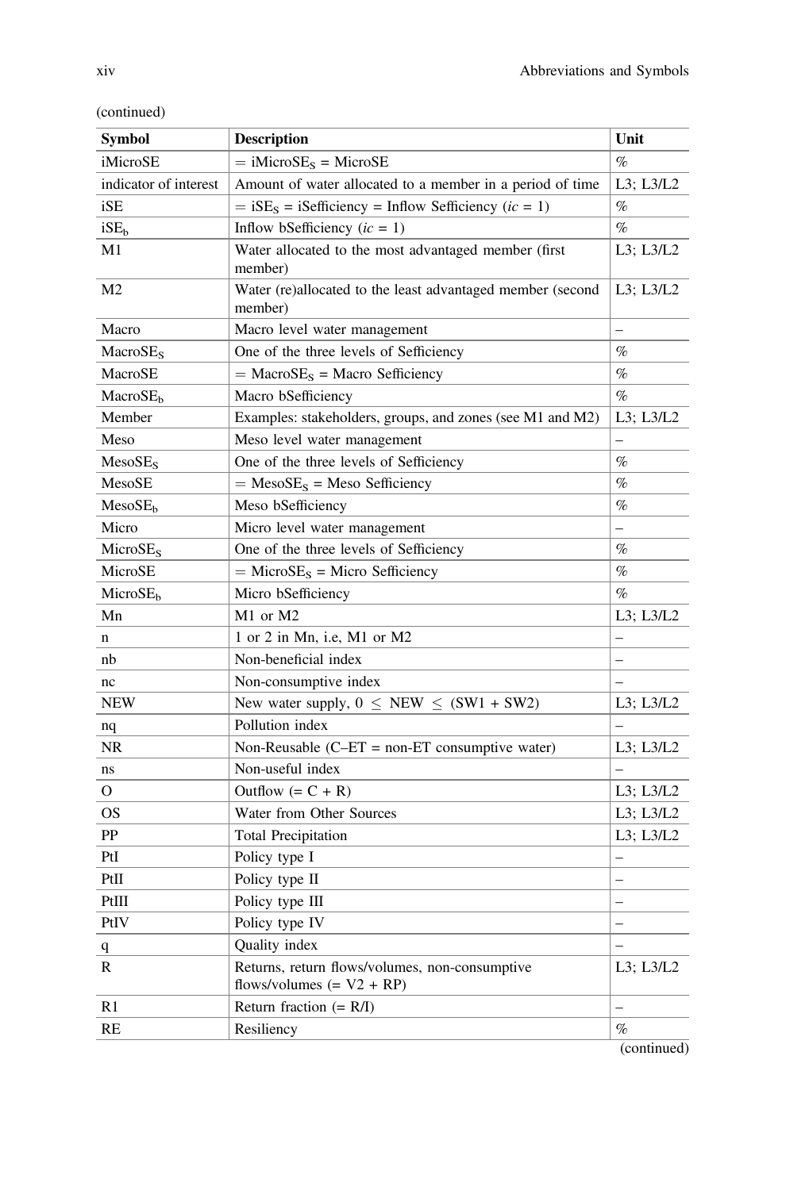(continued)

| Symbol | Description | Unit |
|---|---|---|
| iMicroSE | = $\text{iMicroSE}_S$ = MicroSE | % |
| indicator of interest | Amount of water allocated to a member in a period of time | L3; L3/L2 |
| iSE | = $\text{iSE}_S$ = iSefficiency = Inflow Sefficiency (*ic* = 1) | % |
| $\text{iSE}_b$ | Inflow bSefficiency (*ic* = 1) | % |
| M1 | Water allocated to the most advantaged member (first member) | L3; L3/L2 |
| M2 | Water (re)allocated to the least advantaged member (second member) | L3; L3/L2 |
| Macro | Macro level water management | – |
| $\text{MacroSE}_S$ | One of the three levels of Sefficiency | % |
| MacroSE | = $\text{MacroSE}_S$ = Macro Sefficiency | % |
| $\text{MacroSE}_b$ | Macro bSefficiency | % |
| Member | Examples: stakeholders, groups, and zones (see M1 and M2) | L3; L3/L2 |
| Meso | Meso level water management | – |
| $\text{MesoSE}_S$ | One of the three levels of Sefficiency | % |
| MesoSE | = $\text{MesoSE}_S$ = Meso Sefficiency | % |
| $\text{MesoSE}_b$ | Meso bSefficiency | % |
| Micro | Micro level water management | – |
| $\text{MicroSE}_S$ | One of the three levels of Sefficiency | % |
| MicroSE | = $\text{MicroSE}_S$ = Micro Sefficiency | % |
| $\text{MicroSE}_b$ | Micro bSefficiency | % |
| Mn | M1 or M2 | L3; L3/L2 |
| n | 1 or 2 in Mn, i.e, M1 or M2 | – |
| nb | Non-beneficial index | – |
| nc | Non-consumptive index | – |
| NEW | New water supply, $0 \leq \text{NEW} \leq (\text{SW1} + \text{SW2})$ | L3; L3/L2 |
| nq | Pollution index | – |
| NR | Non-Reusable (C–ET = non-ET consumptive water) | L3; L3/L2 |
| ns | Non-useful index | – |
| O | Outflow (= C + R) | L3; L3/L2 |
| OS | Water from Other Sources | L3; L3/L2 |
| PP | Total Precipitation | L3; L3/L2 |
| PtI | Policy type I | – |
| PtII | Policy type II | – |
| PtIII | Policy type III | – |
| PtIV | Policy type IV | – |
| q | Quality index | – |
| R | Returns, return flows/volumes, non-consumptive flows/volumes (= V2 + RP) | L3; L3/L2 |
| R1 | Return fraction (= R/I) | – |
| RE | Resiliency | % |

(continued)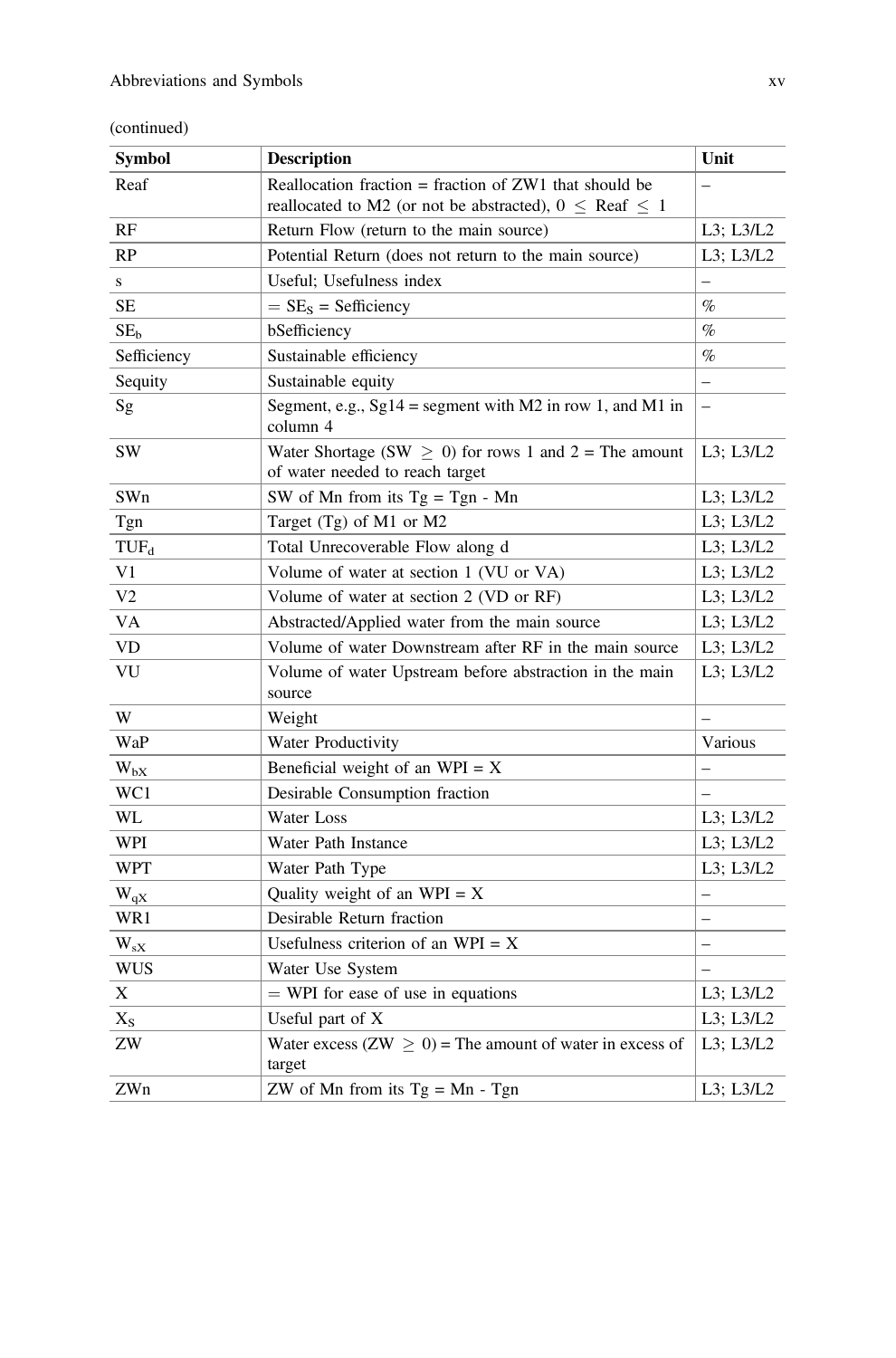(continued)

| Symbol | Description | Unit |
|---|---|---|
| Reaf | Reallocation fraction = fraction of ZW1 that should be reallocated to M2 (or not be abstracted), $0 \leq \text{Reaf} \leq 1$ | – |
| RF | Return Flow (return to the main source) | L3; L3/L2 |
| RP | Potential Return (does not return to the main source) | L3; L3/L2 |
| s | Useful; Usefulness index | – |
| SE | $= SE_S$ = Sefficiency | % |
| $SE_b$ | bSefficiency | % |
| Sefficiency | Sustainable efficiency | % |
| Sequity | Sustainable equity | – |
| Sg | Segment, e.g., Sg14 = segment with M2 in row 1, and M1 in column 4 | – |
| SW | Water Shortage ($SW \geq 0$) for rows 1 and 2 = The amount of water needed to reach target | L3; L3/L2 |
| SWn | SW of Mn from its Tg = Tgn - Mn | L3; L3/L2 |
| Tgn | Target (Tg) of M1 or M2 | L3; L3/L2 |
| $TUF_d$ | Total Unrecoverable Flow along d | L3; L3/L2 |
| V1 | Volume of water at section 1 (VU or VA) | L3; L3/L2 |
| V2 | Volume of water at section 2 (VD or RF) | L3; L3/L2 |
| VA | Abstracted/Applied water from the main source | L3; L3/L2 |
| VD | Volume of water Downstream after RF in the main source | L3; L3/L2 |
| VU | Volume of water Upstream before abstraction in the main source | L3; L3/L2 |
| W | Weight | – |
| WaP | Water Productivity | Various |
| $W_{bX}$ | Beneficial weight of an WPI = X | – |
| WC1 | Desirable Consumption fraction | – |
| WL | Water Loss | L3; L3/L2 |
| WPI | Water Path Instance | L3; L3/L2 |
| WPT | Water Path Type | L3; L3/L2 |
| $W_{qX}$ | Quality weight of an WPI = X | – |
| WR1 | Desirable Return fraction | – |
| $W_{sX}$ | Usefulness criterion of an WPI = X | – |
| WUS | Water Use System | – |
| X | = WPI for ease of use in equations | L3; L3/L2 |
| $X_S$ | Useful part of X | L3; L3/L2 |
| ZW | Water excess ($ZW \geq 0$) = The amount of water in excess of target | L3; L3/L2 |
| ZWn | ZW of Mn from its Tg = Mn - Tgn | L3; L3/L2 |